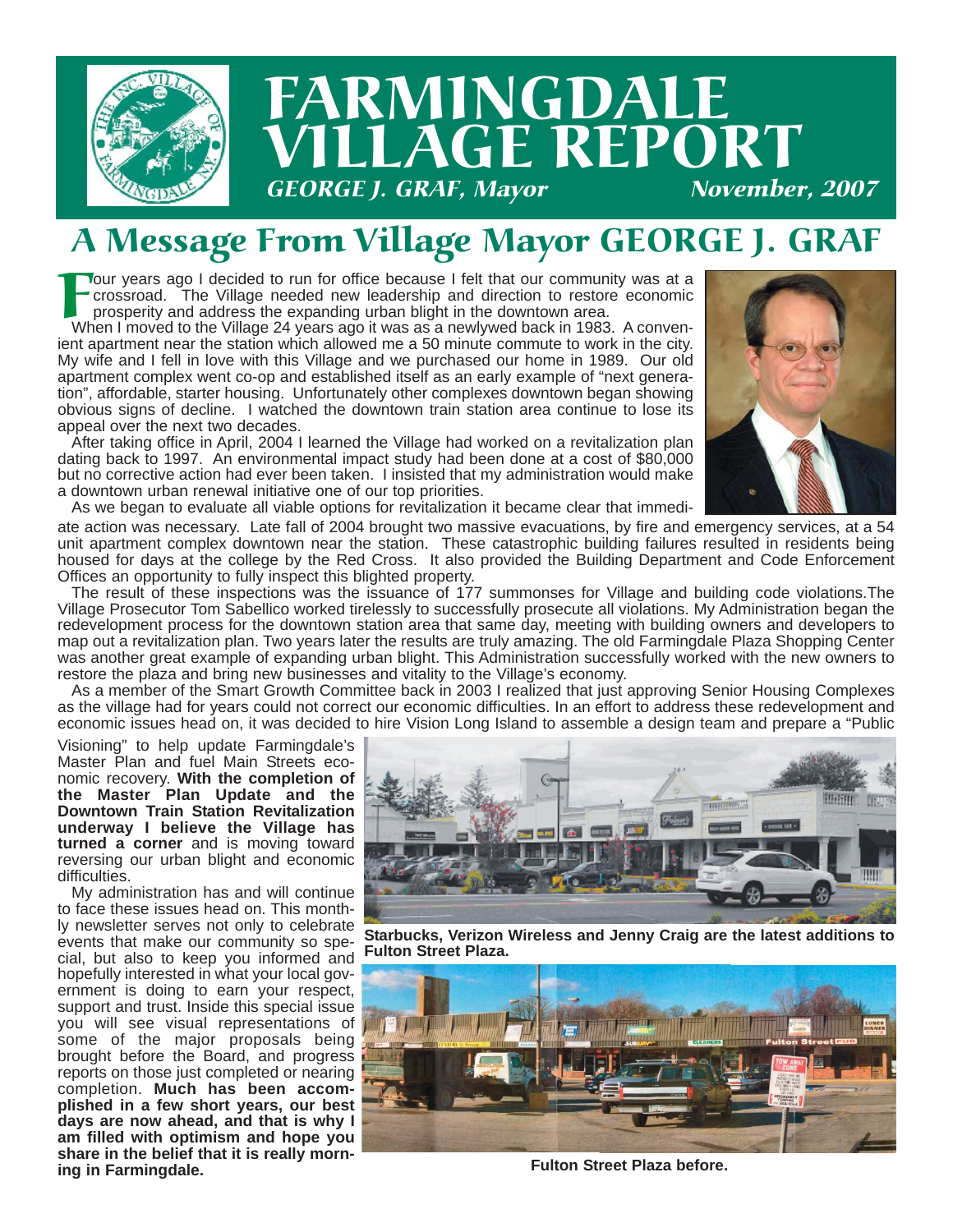# FARMINGDALE VILLAGE REPORT

*GEORGE J. GRAF, Mayor* *November, 2007*

## A Message From Village Mayor GEORGE J. GRAF

Four years ago I decided to run for office because I felt that our community was at a crossroad. The Village needed new leadership and direction to restore economic prosperity and address the expanding urban blight in the downtown area.

When I moved to the Village 24 years ago it was as a newlywed back in 1983. A convenient apartment near the station which allowed me a 50 minute commute to work in the city. My wife and I fell in love with this Village and we purchased our home in 1989. Our old apartment complex went co-op and established itself as an early example of "next generation", affordable, starter housing. Unfortunately other complexes downtown began showing obvious signs of decline. I watched the downtown train station area continue to lose its appeal over the next two decades.

After taking office in April, 2004 I learned the Village had worked on a revitalization plan dating back to 1997. An environmental impact study had been done at a cost of $80,000 but no corrective action had ever been taken. I insisted that my administration would make a downtown urban renewal initiative one of our top priorities.

As we began to evaluate all viable options for revitalization it became clear that immediate action was necessary. Late fall of 2004 brought two massive evacuations, by fire and emergency services, at a 54 unit apartment complex downtown near the station. These catastrophic building failures resulted in residents being housed for days at the college by the Red Cross. It also provided the Building Department and Code Enforcement Offices an opportunity to fully inspect this blighted property.

The result of these inspections was the issuance of 177 summonses for Village and building code violations.The Village Prosecutor Tom Sabellico worked tirelessly to successfully prosecute all violations. My Administration began the redevelopment process for the downtown station area that same day, meeting with building owners and developers to map out a revitalization plan. Two years later the results are truly amazing. The old Farmingdale Plaza Shopping Center was another great example of expanding urban blight. This Administration successfully worked with the new owners to restore the plaza and bring new businesses and vitality to the Village's economy.

As a member of the Smart Growth Committee back in 2003 I realized that just approving Senior Housing Complexes as the village had for years could not correct our economic difficulties. In an effort to address these redevelopment and economic issues head on, it was decided to hire Vision Long Island to assemble a design team and prepare a "Public Visioning" to help update Farmingdale's Master Plan and fuel Main Streets economic recovery. **With the completion of the Master Plan Update and the Downtown Train Station Revitalization underway I believe the Village has turned a corner** and is moving toward reversing our urban blight and economic difficulties.

My administration has and will continue to face these issues head on. This monthly newsletter serves not only to celebrate events that make our community so special, but also to keep you informed and hopefully interested in what your local government is doing to earn your respect, support and trust. Inside this special issue you will see visual representations of some of the major proposals being brought before the Board, and progress reports on those just completed or nearing completion. **Much has been accomplished in a few short years, our best days are now ahead, and that is why I am filled with optimism and hope you share in the belief that it is really morning in Farmingdale.**

**Starbucks, Verizon Wireless and Jenny Craig are the latest additions to Fulton Street Plaza.**

**Fulton Street Plaza before.**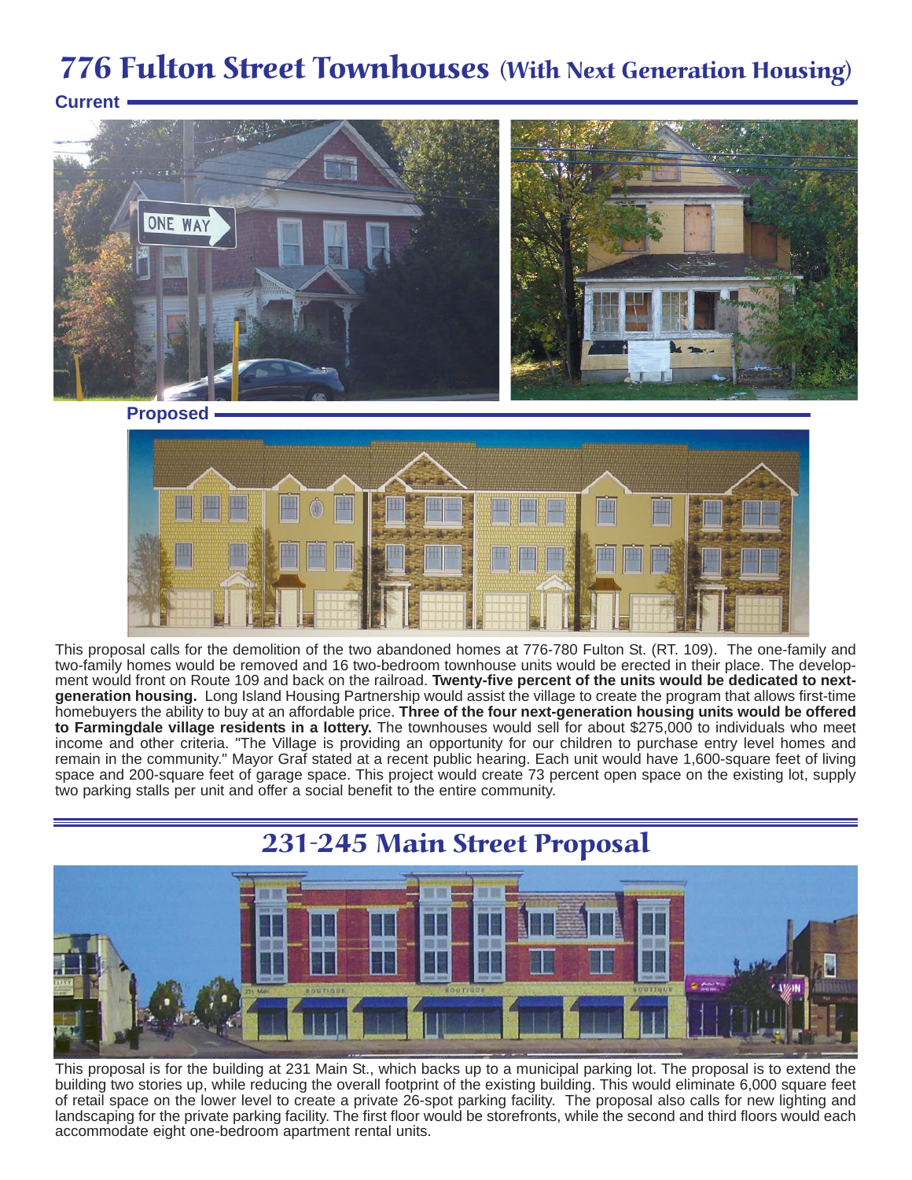# 776 Fulton Street Townhouses (With Next Generation Housing)

**Current**

**Proposed**

This proposal calls for the demolition of the two abandoned homes at 776-780 Fulton St. (RT. 109). The one-family and two-family homes would be removed and 16 two-bedroom townhouse units would be erected in their place. The development would front on Route 109 and back on the railroad. **Twenty-five percent of the units would be dedicated to next-generation housing.** Long Island Housing Partnership would assist the village to create the program that allows first-time homebuyers the ability to buy at an affordable price. **Three of the four next-generation housing units would be offered to Farmingdale village residents in a lottery.** The townhouses would sell for about $275,000 to individuals who meet income and other criteria. "The Village is providing an opportunity for our children to purchase entry level homes and remain in the community." Mayor Graf stated at a recent public hearing. Each unit would have 1,600-square feet of living space and 200-square feet of garage space. This project would create 73 percent open space on the existing lot, supply two parking stalls per unit and offer a social benefit to the entire community.

# 231-245 Main Street Proposal

This proposal is for the building at 231 Main St., which backs up to a municipal parking lot. The proposal is to extend the building two stories up, while reducing the overall footprint of the existing building. This would eliminate 6,000 square feet of retail space on the lower level to create a private 26-spot parking facility. The proposal also calls for new lighting and landscaping for the private parking facility. The first floor would be storefronts, while the second and third floors would each accommodate eight one-bedroom apartment rental units.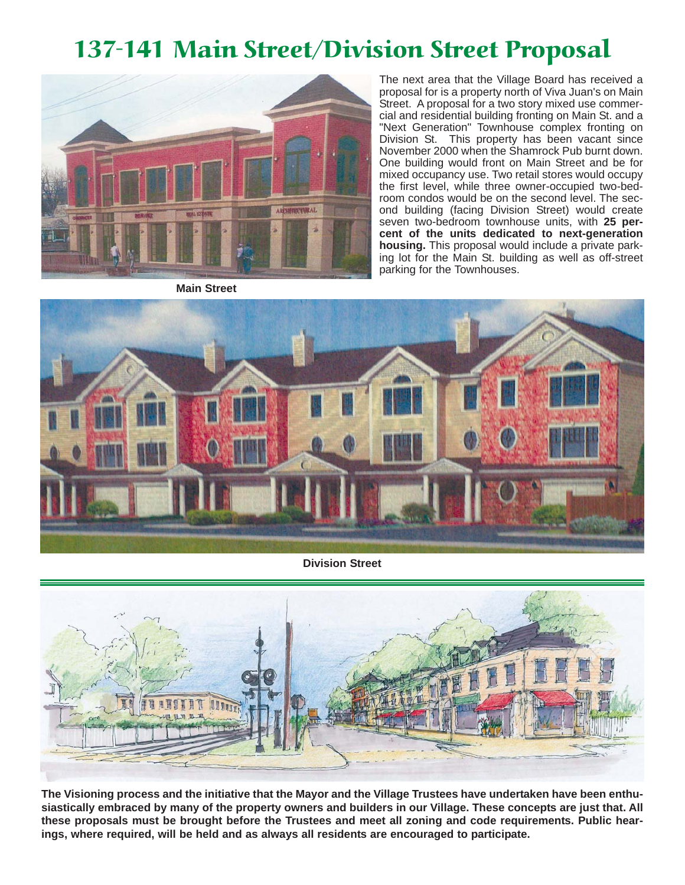# 137-141 Main Street/Division Street Proposal

The next area that the Village Board has received a proposal for is a property north of Viva Juan's on Main Street. A proposal for a two story mixed use commercial and residential building fronting on Main St. and a "Next Generation" Townhouse complex fronting on Division St. This property has been vacant since November 2000 when the Shamrock Pub burnt down. One building would front on Main Street and be for mixed occupancy use. Two retail stores would occupy the first level, while three owner-occupied two-bedroom condos would be on the second level. The second building (facing Division Street) would create seven two-bedroom townhouse units, with **25 percent of the units dedicated to next-generation housing.** This proposal would include a private parking lot for the Main St. building as well as off-street parking for the Townhouses.

**Main Street**

**Division Street**

**The Visioning process and the initiative that the Mayor and the Village Trustees have undertaken have been enthusiastically embraced by many of the property owners and builders in our Village. These concepts are just that. All these proposals must be brought before the Trustees and meet all zoning and code requirements. Public hearings, where required, will be held and as always all residents are encouraged to participate.**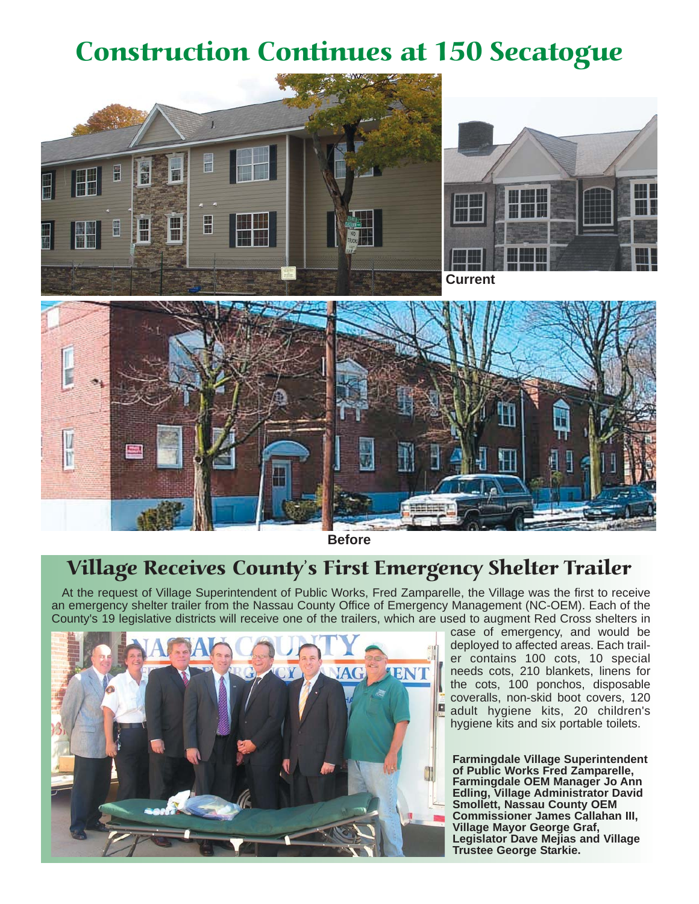# Construction Continues at 150 Secatogue

Current

Before

## Village Receives County's First Emergency Shelter Trailer

At the request of Village Superintendent of Public Works, Fred Zamparelle, the Village was the first to receive an emergency shelter trailer from the Nassau County Office of Emergency Management (NC-OEM). Each of the County's 19 legislative districts will receive one of the trailers, which are used to augment Red Cross shelters in case of emergency, and would be deployed to affected areas. Each trailer contains 100 cots, 10 special needs cots, 210 blankets, linens for the cots, 100 ponchos, disposable coveralls, non-skid boot covers, 120 adult hygiene kits, 20 children's hygiene kits and six portable toilets.

**Farmingdale Village Superintendent of Public Works Fred Zamparelle, Farmingdale OEM Manager Jo Ann Edling, Village Administrator David Smollett, Nassau County OEM Commissioner James Callahan III, Village Mayor George Graf, Legislator Dave Mejias and Village Trustee George Starkie.**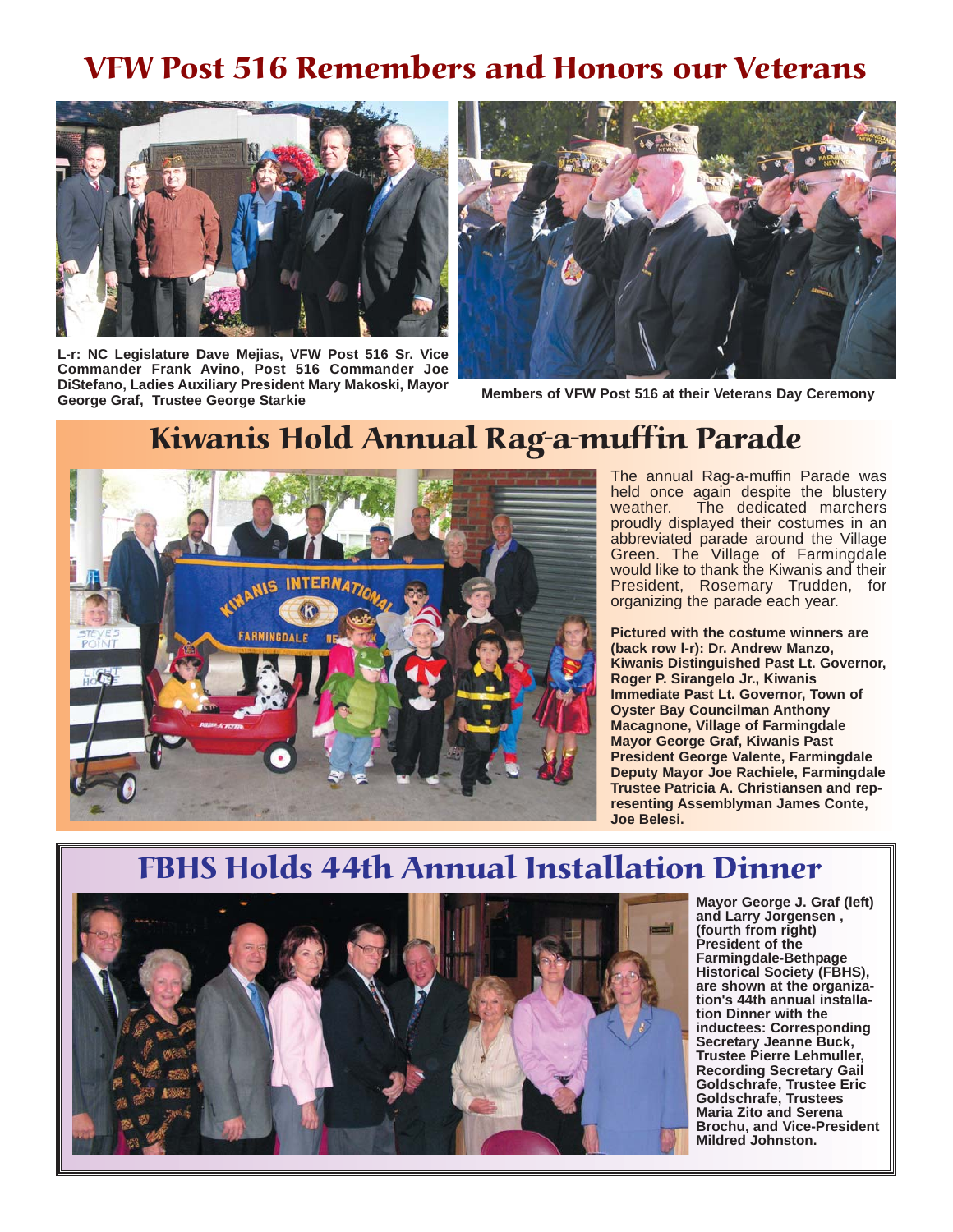# VFW Post 516 Remembers and Honors our Veterans

**L-r: NC Legislature Dave Mejias, VFW Post 516 Sr. Vice Commander Frank Avino, Post 516 Commander Joe DiStefano, Ladies Auxiliary President Mary Makoski, Mayor George Graf, Trustee George Starkie**

**Members of VFW Post 516 at their Veterans Day Ceremony**

# Kiwanis Hold Annual Rag-a-muffin Parade

The annual Rag-a-muffin Parade was held once again despite the blustery weather. The dedicated marchers proudly displayed their costumes in an abbreviated parade around the Village Green. The Village of Farmingdale would like to thank the Kiwanis and their President, Rosemary Trudden, for organizing the parade each year.

**Pictured with the costume winners are (back row l-r): Dr. Andrew Manzo, Kiwanis Distinguished Past Lt. Governor, Roger P. Sirangelo Jr., Kiwanis Immediate Past Lt. Governor, Town of Oyster Bay Councilman Anthony Macagnone, Village of Farmingdale Mayor George Graf, Kiwanis Past President George Valente, Farmingdale Deputy Mayor Joe Rachiele, Farmingdale Trustee Patricia A. Christiansen and representing Assemblyman James Conte, Joe Belesi.**

# FBHS Holds 44th Annual Installation Dinner

**Mayor George J. Graf (left) and Larry Jorgensen , (fourth from right) President of the Farmingdale-Bethpage Historical Society (FBHS), are shown at the organization's 44th annual installation Dinner with the inductees: Corresponding Secretary Jeanne Buck, Trustee Pierre Lehmuller, Recording Secretary Gail Goldschrafe, Trustee Eric Goldschrafe, Trustees Maria Zito and Serena Brochu, and Vice-President Mildred Johnston.**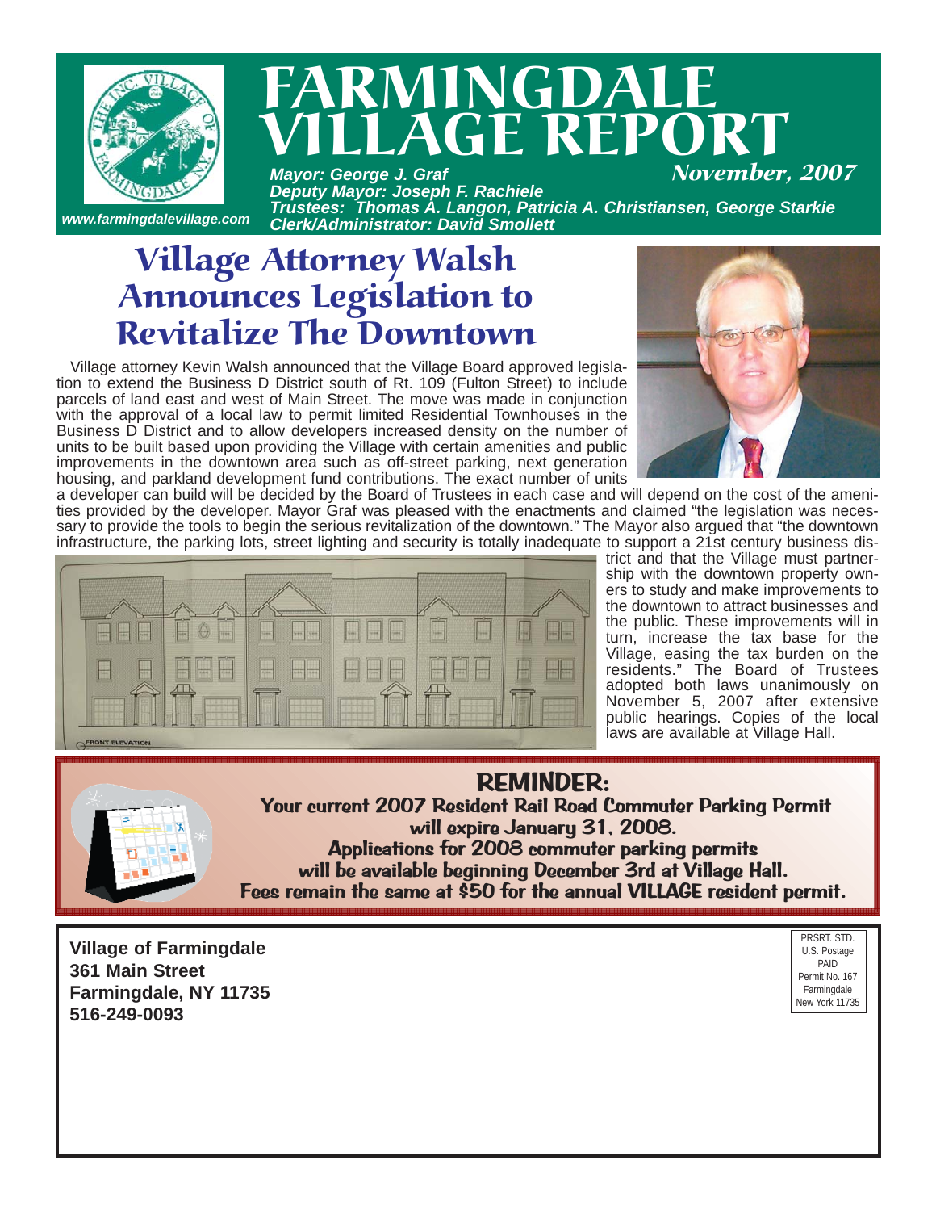# FARMINGDALE VILLAGE REPORT

*November, 2007*

***Mayor: George J. Graf***
***Deputy Mayor: Joseph F. Rachiele***
***Trustees: Thomas A. Langon, Patricia A. Christiansen, George Starkie***
***Clerk/Administrator: David Smollett***

*www.farmingdalevillage.com*

## Village Attorney Walsh Announces Legislation to Revitalize The Downtown

Village attorney Kevin Walsh announced that the Village Board approved legislation to extend the Business D District south of Rt. 109 (Fulton Street) to include parcels of land east and west of Main Street. The move was made in conjunction with the approval of a local law to permit limited Residential Townhouses in the Business D District and to allow developers increased density on the number of units to be built based upon providing the Village with certain amenities and public improvements in the downtown area such as off-street parking, next generation housing, and parkland development fund contributions. The exact number of units a developer can build will be decided by the Board of Trustees in each case and will depend on the cost of the amenities provided by the developer. Mayor Graf was pleased with the enactments and claimed "the legislation was necessary to provide the tools to begin the serious revitalization of the downtown." The Mayor also argued that "the downtown infrastructure, the parking lots, street lighting and security is totally inadequate to support a 21st century business district and that the Village must partnership with the downtown property owners to study and make improvements to the downtown to attract businesses and the public. These improvements will in turn, increase the tax base for the Village, easing the tax burden on the residents." The Board of Trustees adopted both laws unanimously on November 5, 2007 after extensive public hearings. Copies of the local laws are available at Village Hall.

FRONT ELEVATION

## REMINDER:

**Your current 2007 Resident Rail Road Commuter Parking Permit will expire January 31, 2008.**
**Applications for 2008 commuter parking permits will be available beginning December 3rd at Village Hall.**
**Fees remain the same at $50 for the annual VILLAGE resident permit.**

**Village of Farmingdale**
**361 Main Street**
**Farmingdale, NY 11735**
**516-249-0093**

PRSRT. STD.
U.S. Postage
PAID
Permit No. 167
Farmingdale
New York 11735